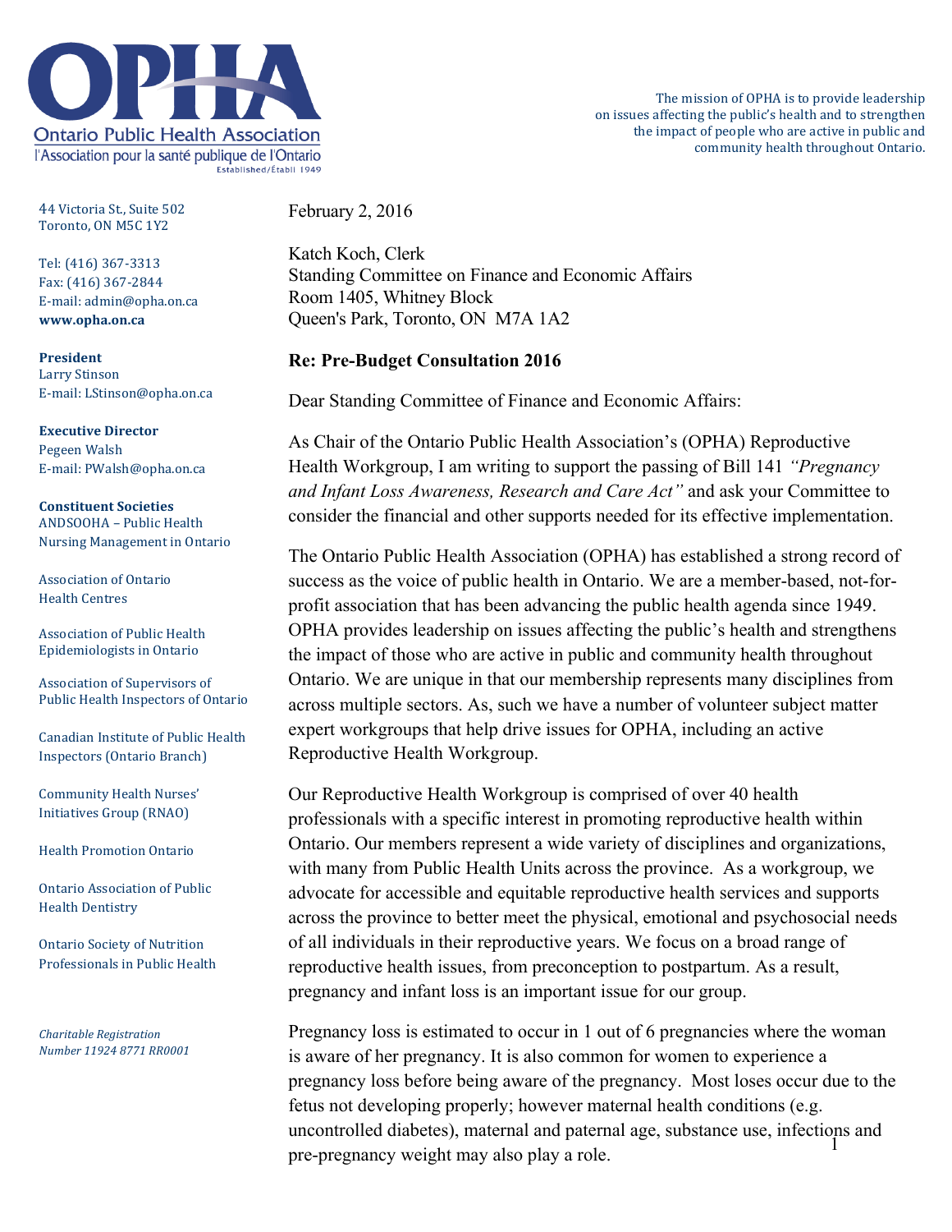# Ontario Public Health Association

l'Association pour la santé publique de l'Ontario

Established/Établi 1949

The mission of OPHA is to provide leadership on issues affecting the public's health and to strengthen the impact of people who are active in public and community health throughout Ontario.

44 Victoria St., Suite 502
Toronto, ON M5C 1Y2

Tel: (416) 367-3313
Fax: (416) 367-2844
E-mail: admin@opha.on.ca
**www.opha.on.ca**

**President**
Larry Stinson
E-mail: LStinson@opha.on.ca

**Executive Director**
Pegeen Walsh
E-mail: PWalsh@opha.on.ca

**Constituent Societies**

ANDSOOHA – Public Health Nursing Management in Ontario

Association of Ontario Health Centres

Association of Public Health Epidemiologists in Ontario

Association of Supervisors of Public Health Inspectors of Ontario

Canadian Institute of Public Health Inspectors (Ontario Branch)

Community Health Nurses' Initiatives Group (RNAO)

Health Promotion Ontario

Ontario Association of Public Health Dentistry

Ontario Society of Nutrition Professionals in Public Health

*Charitable Registration Number 11924 8771 RR0001*

---

February 2, 2016

Katch Koch, Clerk
Standing Committee on Finance and Economic Affairs
Room 1405, Whitney Block
Queen's Park, Toronto, ON M7A 1A2

**Re: Pre-Budget Consultation 2016**

Dear Standing Committee of Finance and Economic Affairs:

As Chair of the Ontario Public Health Association's (OPHA) Reproductive Health Workgroup, I am writing to support the passing of Bill 141 *"Pregnancy and Infant Loss Awareness, Research and Care Act"* and ask your Committee to consider the financial and other supports needed for its effective implementation.

The Ontario Public Health Association (OPHA) has established a strong record of success as the voice of public health in Ontario. We are a member-based, not-for-profit association that has been advancing the public health agenda since 1949. OPHA provides leadership on issues affecting the public's health and strengthens the impact of those who are active in public and community health throughout Ontario. We are unique in that our membership represents many disciplines from across multiple sectors. As, such we have a number of volunteer subject matter expert workgroups that help drive issues for OPHA, including an active Reproductive Health Workgroup.

Our Reproductive Health Workgroup is comprised of over 40 health professionals with a specific interest in promoting reproductive health within Ontario. Our members represent a wide variety of disciplines and organizations, with many from Public Health Units across the province. As a workgroup, we advocate for accessible and equitable reproductive health services and supports across the province to better meet the physical, emotional and psychosocial needs of all individuals in their reproductive years. We focus on a broad range of reproductive health issues, from preconception to postpartum. As a result, pregnancy and infant loss is an important issue for our group.

Pregnancy loss is estimated to occur in 1 out of 6 pregnancies where the woman is aware of her pregnancy. It is also common for women to experience a pregnancy loss before being aware of the pregnancy. Most loses occur due to the fetus not developing properly; however maternal health conditions (e.g. uncontrolled diabetes), maternal and paternal age, substance use, infections and pre-pregnancy weight may also play a role.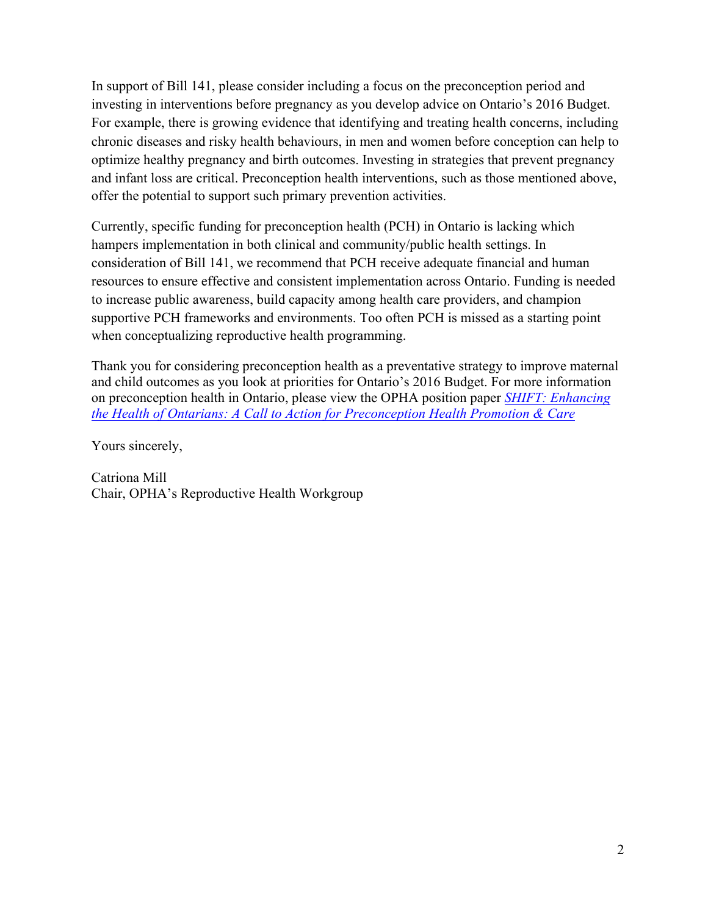In support of Bill 141, please consider including a focus on the preconception period and investing in interventions before pregnancy as you develop advice on Ontario's 2016 Budget. For example, there is growing evidence that identifying and treating health concerns, including chronic diseases and risky health behaviours, in men and women before conception can help to optimize healthy pregnancy and birth outcomes. Investing in strategies that prevent pregnancy and infant loss are critical. Preconception health interventions, such as those mentioned above, offer the potential to support such primary prevention activities.

Currently, specific funding for preconception health (PCH) in Ontario is lacking which hampers implementation in both clinical and community/public health settings. In consideration of Bill 141, we recommend that PCH receive adequate financial and human resources to ensure effective and consistent implementation across Ontario. Funding is needed to increase public awareness, build capacity among health care providers, and champion supportive PCH frameworks and environments. Too often PCH is missed as a starting point when conceptualizing reproductive health programming.

Thank you for considering preconception health as a preventative strategy to improve maternal and child outcomes as you look at priorities for Ontario's 2016 Budget. For more information on preconception health in Ontario, please view the OPHA position paper *SHIFT: Enhancing the Health of Ontarians: A Call to Action for Preconception Health Promotion & Care*

Yours sincerely,

Catriona Mill
Chair, OPHA's Reproductive Health Workgroup